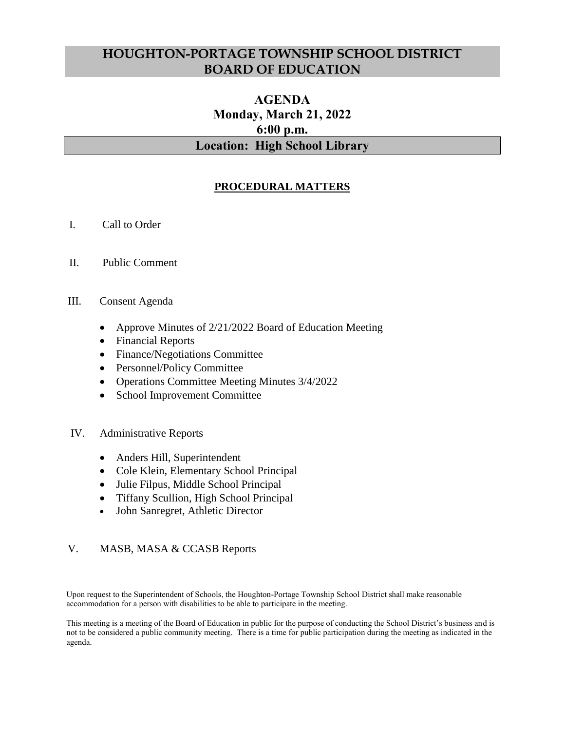# HOUGHTON-PORTAGE TOWNSHIP SCHOOL DISTRICT BOARD OF EDUCATION

## AGENDA
## Monday, March 21, 2022
## 6:00 p.m.
## Location: High School Library

### PROCEDURAL MATTERS

I. Call to Order

II. Public Comment

III. Consent Agenda

- Approve Minutes of 2/21/2022 Board of Education Meeting
- Financial Reports
- Finance/Negotiations Committee
- Personnel/Policy Committee
- Operations Committee Meeting Minutes 3/4/2022
- School Improvement Committee

IV. Administrative Reports

- Anders Hill, Superintendent
- Cole Klein, Elementary School Principal
- Julie Filpus, Middle School Principal
- Tiffany Scullion, High School Principal
- John Sanregret, Athletic Director

V. MASB, MASA & CCASB Reports

Upon request to the Superintendent of Schools, the Houghton-Portage Township School District shall make reasonable accommodation for a person with disabilities to be able to participate in the meeting.

This meeting is a meeting of the Board of Education in public for the purpose of conducting the School District's business and is not to be considered a public community meeting. There is a time for public participation during the meeting as indicated in the agenda.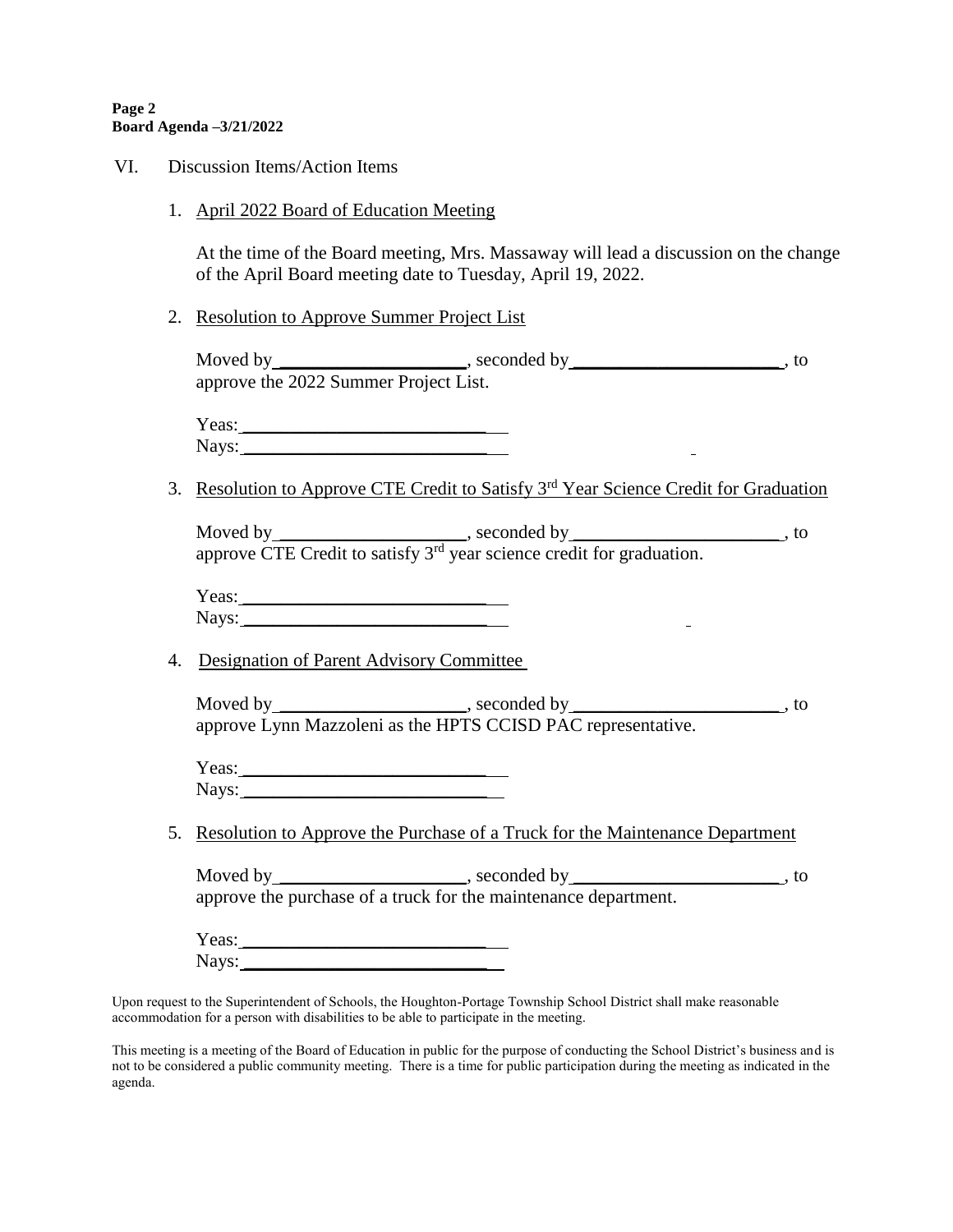VI. Discussion Items/Action Items

1. April 2022 Board of Education Meeting

   At the time of the Board meeting, Mrs. Massaway will lead a discussion on the change of the April Board meeting date to Tuesday, April 19, 2022.

2. Resolution to Approve Summer Project List

   Moved by ____________________, seconded by ______________________, to approve the 2022 Summer Project List.

   Yeas: ___________________________
   Nays: ___________________________

3. Resolution to Approve CTE Credit to Satisfy 3rd Year Science Credit for Graduation

   Moved by ____________________, seconded by ______________________, to approve CTE Credit to satisfy 3rd year science credit for graduation.

   Yeas: ___________________________
   Nays: ___________________________

4. Designation of Parent Advisory Committee

   Moved by ____________________, seconded by ______________________, to approve Lynn Mazzoleni as the HPTS CCISD PAC representative.

   Yeas: ___________________________
   Nays: ___________________________

5. Resolution to Approve the Purchase of a Truck for the Maintenance Department

   Moved by ____________________, seconded by ______________________, to approve the purchase of a truck for the maintenance department.

   Yeas: ___________________________
   Nays: ___________________________

Upon request to the Superintendent of Schools, the Houghton-Portage Township School District shall make reasonable accommodation for a person with disabilities to be able to participate in the meeting.

This meeting is a meeting of the Board of Education in public for the purpose of conducting the School District's business and is not to be considered a public community meeting. There is a time for public participation during the meeting as indicated in the agenda.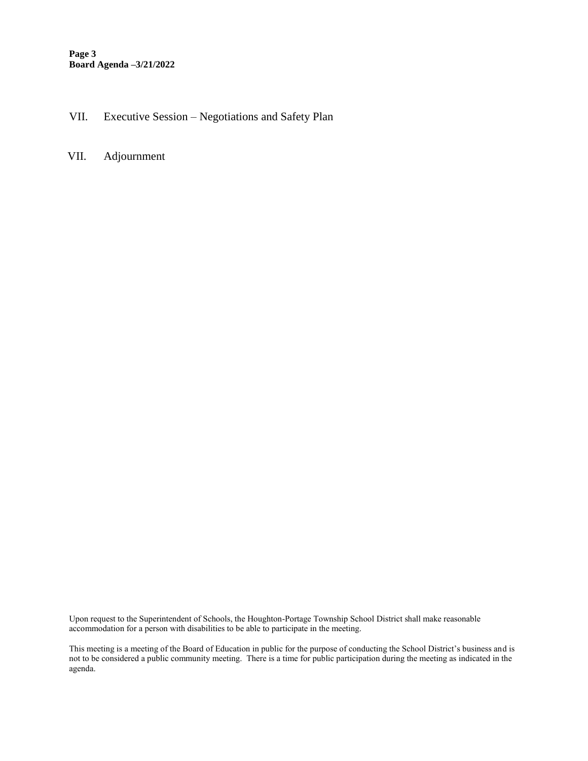VII. Executive Session – Negotiations and Safety Plan

VII. Adjournment

Upon request to the Superintendent of Schools, the Houghton-Portage Township School District shall make reasonable accommodation for a person with disabilities to be able to participate in the meeting.

This meeting is a meeting of the Board of Education in public for the purpose of conducting the School District's business and is not to be considered a public community meeting. There is a time for public participation during the meeting as indicated in the agenda.